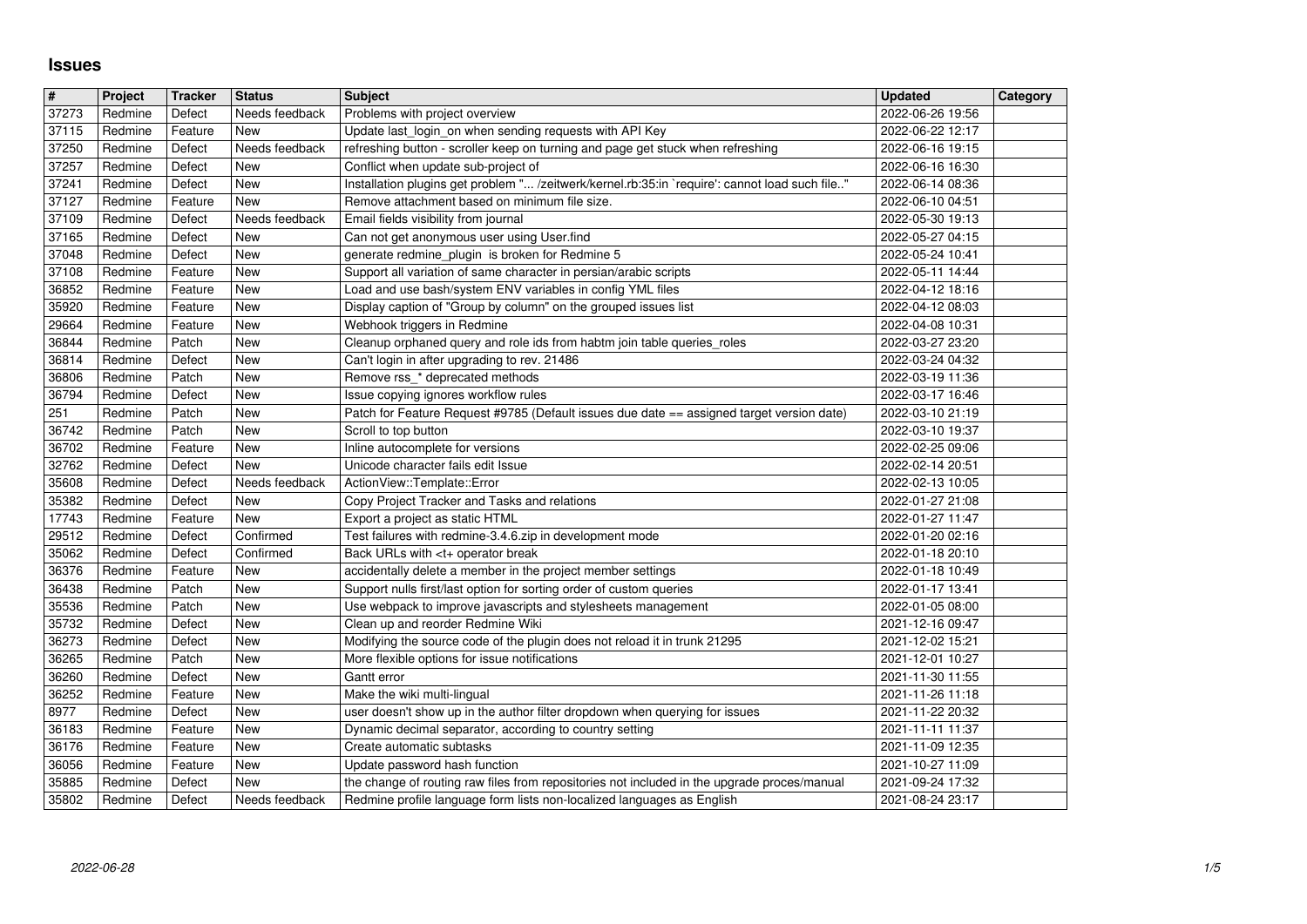# Issues

| # | Project | Tracker | Status | Subject | Updated | Category |
|---|---|---|---|---|---|---|
| 37273 | Redmine | Defect | Needs feedback | Problems with project overview | 2022-06-26 19:56 | |
| 37115 | Redmine | Feature | New | Update last_login_on when sending requests with API Key | 2022-06-22 12:17 | |
| 37250 | Redmine | Defect | Needs feedback | refreshing button - scroller keep on turning and page get stuck when refreshing | 2022-06-16 19:15 | |
| 37257 | Redmine | Defect | New | Conflict when update sub-project of | 2022-06-16 16:30 | |
| 37241 | Redmine | Defect | New | Installation plugins get problem "... /zeitwerk/kernel.rb:35:in `require': cannot load such file.." | 2022-06-14 08:36 | |
| 37127 | Redmine | Feature | New | Remove attachment based on minimum file size. | 2022-06-10 04:51 | |
| 37109 | Redmine | Defect | Needs feedback | Email fields visibility from journal | 2022-05-30 19:13 | |
| 37165 | Redmine | Defect | New | Can not get anonymous user using User.find | 2022-05-27 04:15 | |
| 37048 | Redmine | Defect | New | generate redmine_plugin is broken for Redmine 5 | 2022-05-24 10:41 | |
| 37108 | Redmine | Feature | New | Support all variation of same character in persian/arabic scripts | 2022-05-11 14:44 | |
| 36852 | Redmine | Feature | New | Load and use bash/system ENV variables in config YML files | 2022-04-12 18:16 | |
| 35920 | Redmine | Feature | New | Display caption of "Group by column" on the grouped issues list | 2022-04-12 08:03 | |
| 29664 | Redmine | Feature | New | Webhook triggers in Redmine | 2022-04-08 10:31 | |
| 36844 | Redmine | Patch | New | Cleanup orphaned query and role ids from habtm join table queries_roles | 2022-03-27 23:20 | |
| 36814 | Redmine | Defect | New | Can't login in after upgrading to rev. 21486 | 2022-03-24 04:32 | |
| 36806 | Redmine | Patch | New | Remove rss_* deprecated methods | 2022-03-19 11:36 | |
| 36794 | Redmine | Defect | New | Issue copying ignores workflow rules | 2022-03-17 16:46 | |
| 251 | Redmine | Patch | New | Patch for Feature Request #9785 (Default issues due date == assigned target version date) | 2022-03-10 21:19 | |
| 36742 | Redmine | Patch | New | Scroll to top button | 2022-03-10 19:37 | |
| 36702 | Redmine | Feature | New | Inline autocomplete for versions | 2022-02-25 09:06 | |
| 32762 | Redmine | Defect | New | Unicode character fails edit Issue | 2022-02-14 20:51 | |
| 35608 | Redmine | Defect | Needs feedback | ActionView::Template::Error | 2022-02-13 10:05 | |
| 35382 | Redmine | Defect | New | Copy Project Tracker and Tasks and relations | 2022-01-27 21:08 | |
| 17743 | Redmine | Feature | New | Export a project as static HTML | 2022-01-27 11:47 | |
| 29512 | Redmine | Defect | Confirmed | Test failures with redmine-3.4.6.zip in development mode | 2022-01-20 02:16 | |
| 35062 | Redmine | Defect | Confirmed | Back URLs with <t+ operator break | 2022-01-18 20:10 | |
| 36376 | Redmine | Feature | New | accidentally delete a member in the project member settings | 2022-01-18 10:49 | |
| 36438 | Redmine | Patch | New | Support nulls first/last option for sorting order of custom queries | 2022-01-17 13:41 | |
| 35536 | Redmine | Patch | New | Use webpack to improve javascripts and stylesheets management | 2022-01-05 08:00 | |
| 35732 | Redmine | Defect | New | Clean up and reorder Redmine Wiki | 2021-12-16 09:47 | |
| 36273 | Redmine | Defect | New | Modifying the source code of the plugin does not reload it in trunk 21295 | 2021-12-02 15:21 | |
| 36265 | Redmine | Patch | New | More flexible options for issue notifications | 2021-12-01 10:27 | |
| 36260 | Redmine | Defect | New | Gantt error | 2021-11-30 11:55 | |
| 36252 | Redmine | Feature | New | Make the wiki multi-lingual | 2021-11-26 11:18 | |
| 8977 | Redmine | Defect | New | user doesn't show up in the author filter dropdown when querying for issues | 2021-11-22 20:32 | |
| 36183 | Redmine | Feature | New | Dynamic decimal separator, according to country setting | 2021-11-11 11:37 | |
| 36176 | Redmine | Feature | New | Create automatic subtasks | 2021-11-09 12:35 | |
| 36056 | Redmine | Feature | New | Update password hash function | 2021-10-27 11:09 | |
| 35885 | Redmine | Defect | New | the change of routing raw files from repositories not included in the upgrade proces/manual | 2021-09-24 17:32 | |
| 35802 | Redmine | Defect | Needs feedback | Redmine profile language form lists non-localized languages as English | 2021-08-24 23:17 | |

2022-06-28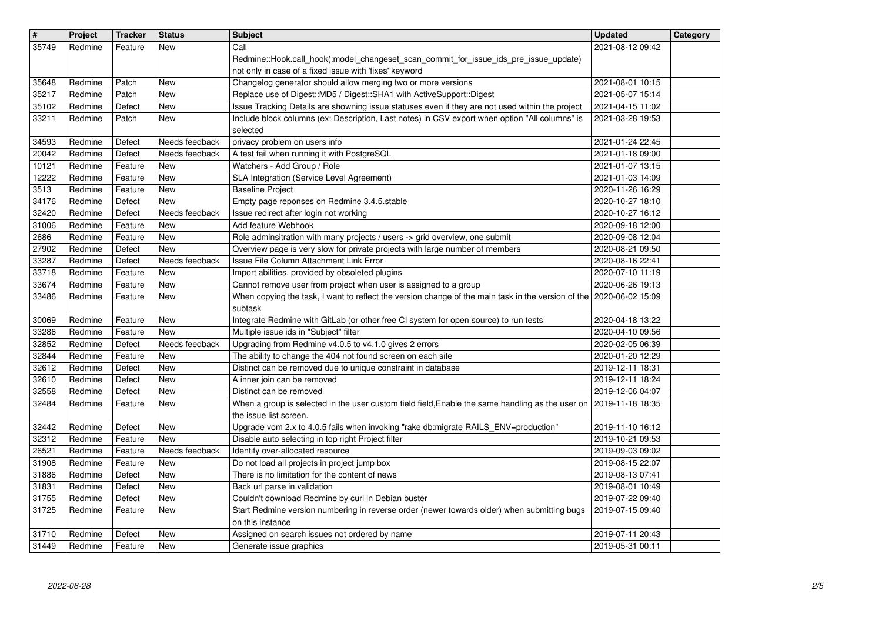| # | Project | Tracker | Status | Subject | Updated | Category |
| --- | --- | --- | --- | --- | --- | --- |
| 35749 | Redmine | Feature | New | Call Redmine::Hook.call_hook(:model_changeset_scan_commit_for_issue_ids_pre_issue_update) not only in case of a fixed issue with 'fixes' keyword | 2021-08-12 09:42 | |
| 35648 | Redmine | Patch | New | Changelog generator should allow merging two or more versions | 2021-08-01 10:15 | |
| 35217 | Redmine | Patch | New | Replace use of Digest::MD5 / Digest::SHA1 with ActiveSupport::Digest | 2021-05-07 15:14 | |
| 35102 | Redmine | Defect | New | Issue Tracking Details are showning issue statuses even if they are not used within the project | 2021-04-15 11:02 | |
| 33211 | Redmine | Patch | New | Include block columns (ex: Description, Last notes) in CSV export when option "All columns" is selected | 2021-03-28 19:53 | |
| 34593 | Redmine | Defect | Needs feedback | privacy problem on users info | 2021-01-24 22:45 | |
| 20042 | Redmine | Defect | Needs feedback | A test fail when running it with PostgreSQL | 2021-01-18 09:00 | |
| 10121 | Redmine | Feature | New | Watchers - Add Group / Role | 2021-01-07 13:15 | |
| 12222 | Redmine | Feature | New | SLA Integration (Service Level Agreement) | 2021-01-03 14:09 | |
| 3513 | Redmine | Feature | New | Baseline Project | 2020-11-26 16:29 | |
| 34176 | Redmine | Defect | New | Empty page reponses on Redmine 3.4.5.stable | 2020-10-27 18:10 | |
| 32420 | Redmine | Defect | Needs feedback | Issue redirect after login not working | 2020-10-27 16:12 | |
| 31006 | Redmine | Feature | New | Add feature Webhook | 2020-09-18 12:00 | |
| 2686 | Redmine | Feature | New | Role adminsitration with many projects / users -> grid overview, one submit | 2020-09-08 12:04 | |
| 27902 | Redmine | Defect | New | Overview page is very slow for private projects with large number of members | 2020-08-21 09:50 | |
| 33287 | Redmine | Defect | Needs feedback | Issue File Column Attachment Link Error | 2020-08-16 22:41 | |
| 33718 | Redmine | Feature | New | Import abilities, provided by obsoleted plugins | 2020-07-10 11:19 | |
| 33674 | Redmine | Feature | New | Cannot remove user from project when user is assigned to a group | 2020-06-26 19:13 | |
| 33486 | Redmine | Feature | New | When copying the task, I want to reflect the version change of the main task in the version of the subtask | 2020-06-02 15:09 | |
| 30069 | Redmine | Feature | New | Integrate Redmine with GitLab (or other free CI system for open source) to run tests | 2020-04-18 13:22 | |
| 33286 | Redmine | Feature | New | Multiple issue ids in "Subject" filter | 2020-04-10 09:56 | |
| 32852 | Redmine | Defect | Needs feedback | Upgrading from Redmine v4.0.5 to v4.1.0 gives 2 errors | 2020-02-05 06:39 | |
| 32844 | Redmine | Feature | New | The ability to change the 404 not found screen on each site | 2020-01-20 12:29 | |
| 32612 | Redmine | Defect | New | Distinct can be removed due to unique constraint in database | 2019-12-11 18:31 | |
| 32610 | Redmine | Defect | New | A inner join can be removed | 2019-12-11 18:24 | |
| 32558 | Redmine | Defect | New | Distinct can be removed | 2019-12-06 04:07 | |
| 32484 | Redmine | Feature | New | When a group is selected in the user custom field field,Enable the same handling as the user on the issue list screen. | 2019-11-18 18:35 | |
| 32442 | Redmine | Defect | New | Upgrade vom 2.x to 4.0.5 fails when invoking "rake db:migrate RAILS_ENV=production" | 2019-11-10 16:12 | |
| 32312 | Redmine | Feature | New | Disable auto selecting in top right Project filter | 2019-10-21 09:53 | |
| 26521 | Redmine | Feature | Needs feedback | Identify over-allocated resource | 2019-09-03 09:02 | |
| 31908 | Redmine | Feature | New | Do not load all projects in project jump box | 2019-08-15 22:07 | |
| 31886 | Redmine | Defect | New | There is no limitation for the content of news | 2019-08-13 07:41 | |
| 31831 | Redmine | Defect | New | Back url parse in validation | 2019-08-01 10:49 | |
| 31755 | Redmine | Defect | New | Couldn't download Redmine by curl in Debian buster | 2019-07-22 09:40 | |
| 31725 | Redmine | Feature | New | Start Redmine version numbering in reverse order (newer towards older) when submitting bugs on this instance | 2019-07-15 09:40 | |
| 31710 | Redmine | Defect | New | Assigned on search issues not ordered by name | 2019-07-11 20:43 | |
| 31449 | Redmine | Feature | New | Generate issue graphics | 2019-05-31 00:11 | |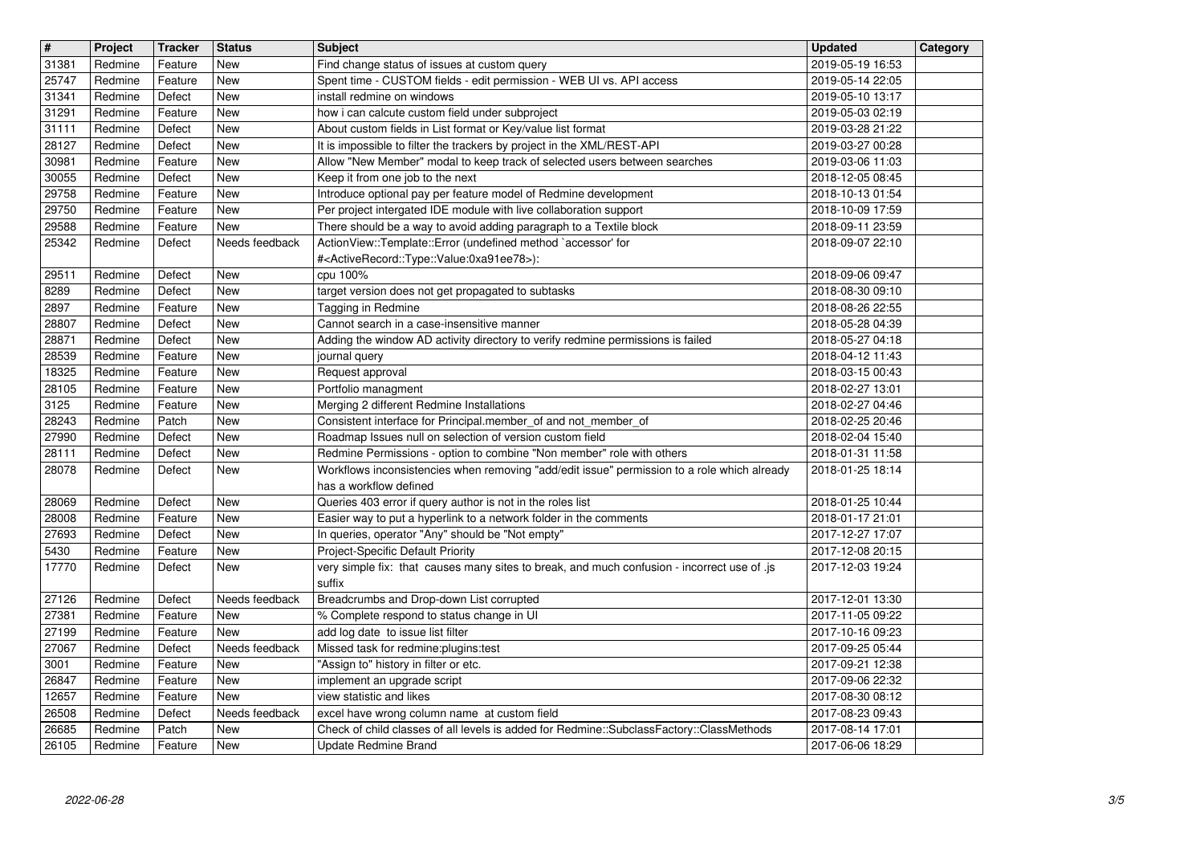| # | Project | Tracker | Status | Subject | Updated | Category |
|---|---|---|---|---|---|---|
| 31381 | Redmine | Feature | New | Find change status of issues at custom query | 2019-05-19 16:53 | |
| 25747 | Redmine | Feature | New | Spent time - CUSTOM fields - edit permission - WEB UI vs. API access | 2019-05-14 22:05 | |
| 31341 | Redmine | Defect | New | install redmine on windows | 2019-05-10 13:17 | |
| 31291 | Redmine | Feature | New | how i can calcute custom field under subproject | 2019-05-03 02:19 | |
| 31111 | Redmine | Defect | New | About custom fields in List format or Key/value list format | 2019-03-28 21:22 | |
| 28127 | Redmine | Defect | New | It is impossible to filter the trackers by project in the XML/REST-API | 2019-03-27 00:28 | |
| 30981 | Redmine | Feature | New | Allow "New Member" modal to keep track of selected users between searches | 2019-03-06 11:03 | |
| 30055 | Redmine | Defect | New | Keep it from one job to the next | 2018-12-05 08:45 | |
| 29758 | Redmine | Feature | New | Introduce optional pay per feature model of Redmine development | 2018-10-13 01:54 | |
| 29750 | Redmine | Feature | New | Per project intergated IDE module with live collaboration support | 2018-10-09 17:59 | |
| 29588 | Redmine | Feature | New | There should be a way to avoid adding paragraph to a Textile block | 2018-09-11 23:59 | |
| 25342 | Redmine | Defect | Needs feedback | ActionView::Template::Error (undefined method `accessor' for #<ActiveRecord::Type::Value:0xa91ee78>): | 2018-09-07 22:10 | |
| 29511 | Redmine | Defect | New | cpu 100% | 2018-09-06 09:47 | |
| 8289 | Redmine | Defect | New | target version does not get propagated to subtasks | 2018-08-30 09:10 | |
| 2897 | Redmine | Feature | New | Tagging in Redmine | 2018-08-26 22:55 | |
| 28807 | Redmine | Defect | New | Cannot search in a case-insensitive manner | 2018-05-28 04:39 | |
| 28871 | Redmine | Defect | New | Adding the window AD activity directory to verify redmine permissions is failed | 2018-05-27 04:18 | |
| 28539 | Redmine | Feature | New | journal query | 2018-04-12 11:43 | |
| 18325 | Redmine | Feature | New | Request approval | 2018-03-15 00:43 | |
| 28105 | Redmine | Feature | New | Portfolio managment | 2018-02-27 13:01 | |
| 3125 | Redmine | Feature | New | Merging 2 different Redmine Installations | 2018-02-27 04:46 | |
| 28243 | Redmine | Patch | New | Consistent interface for Principal.member_of and not_member_of | 2018-02-25 20:46 | |
| 27990 | Redmine | Defect | New | Roadmap Issues null on selection of version custom field | 2018-02-04 15:40 | |
| 28111 | Redmine | Defect | New | Redmine Permissions - option to combine "Non member" role with others | 2018-01-31 11:58 | |
| 28078 | Redmine | Defect | New | Workflows inconsistencies when removing "add/edit issue" permission to a role which already has a workflow defined | 2018-01-25 18:14 | |
| 28069 | Redmine | Defect | New | Queries 403 error if query author is not in the roles list | 2018-01-25 10:44 | |
| 28008 | Redmine | Feature | New | Easier way to put a hyperlink to a network folder in the comments | 2018-01-17 21:01 | |
| 27693 | Redmine | Defect | New | In queries, operator "Any" should be "Not empty" | 2017-12-27 17:07 | |
| 5430 | Redmine | Feature | New | Project-Specific Default Priority | 2017-12-08 20:15 | |
| 17770 | Redmine | Defect | New | very simple fix: that causes many sites to break, and much confusion - incorrect use of .js suffix | 2017-12-03 19:24 | |
| 27126 | Redmine | Defect | Needs feedback | Breadcrumbs and Drop-down List corrupted | 2017-12-01 13:30 | |
| 27381 | Redmine | Feature | New | % Complete respond to status change in UI | 2017-11-05 09:22 | |
| 27199 | Redmine | Feature | New | add log date to issue list filter | 2017-10-16 09:23 | |
| 27067 | Redmine | Defect | Needs feedback | Missed task for redmine:plugins:test | 2017-09-25 05:44 | |
| 3001 | Redmine | Feature | New | "Assign to" history in filter or etc. | 2017-09-21 12:38 | |
| 26847 | Redmine | Feature | New | implement an upgrade script | 2017-09-06 22:32 | |
| 12657 | Redmine | Feature | New | view statistic and likes | 2017-08-30 08:12 | |
| 26508 | Redmine | Defect | Needs feedback | excel have wrong column name at custom field | 2017-08-23 09:43 | |
| 26685 | Redmine | Patch | New | Check of child classes of all levels is added for Redmine::SubclassFactory::ClassMethods | 2017-08-14 17:01 | |
| 26105 | Redmine | Feature | New | Update Redmine Brand | 2017-06-06 18:29 | |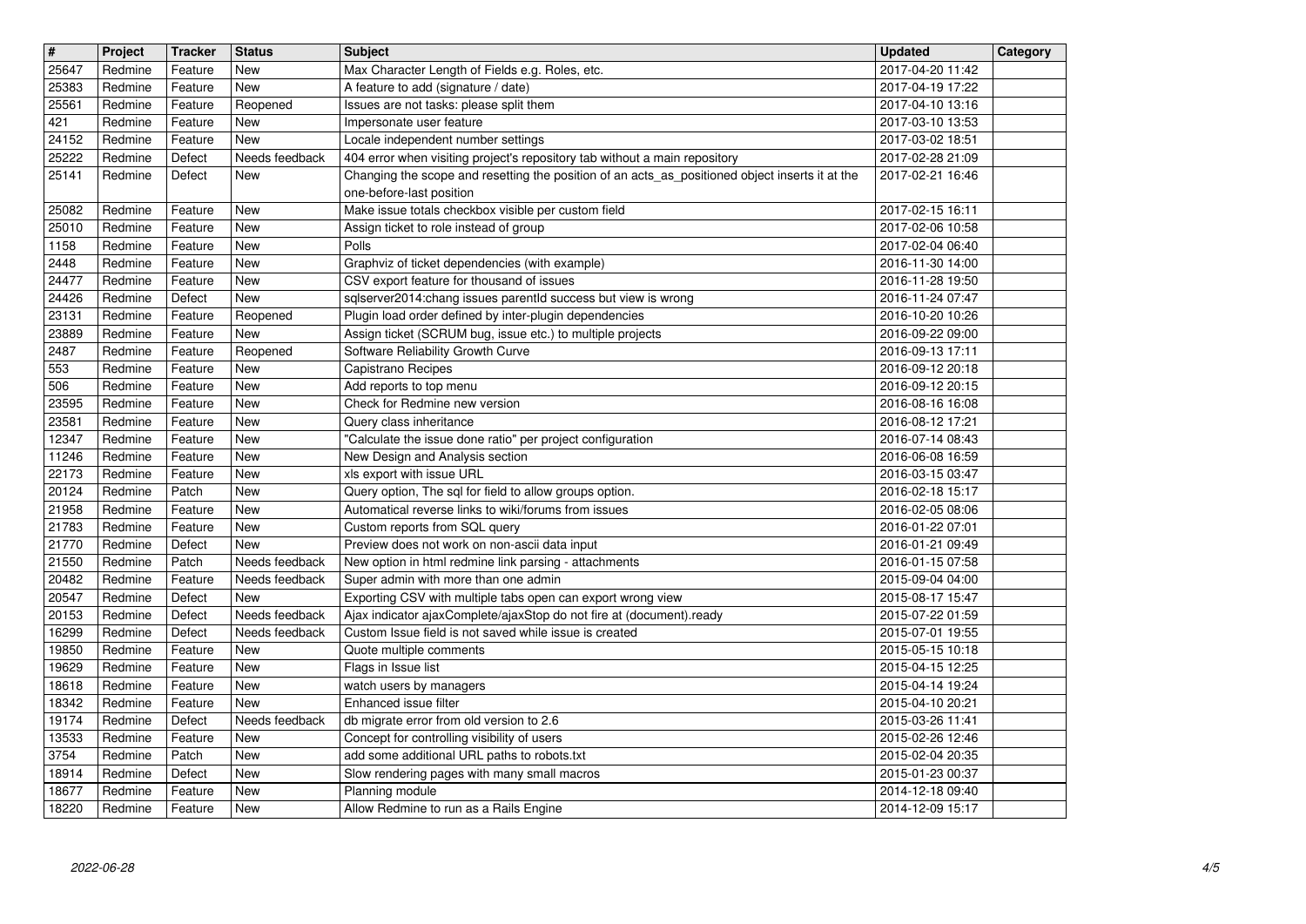| # | Project | Tracker | Status | Subject | Updated | Category |
| --- | --- | --- | --- | --- | --- | --- |
| 25647 | Redmine | Feature | New | Max Character Length of Fields e.g. Roles, etc. | 2017-04-20 11:42 | |
| 25383 | Redmine | Feature | New | A feature to add (signature / date) | 2017-04-19 17:22 | |
| 25561 | Redmine | Feature | Reopened | Issues are not tasks: please split them | 2017-04-10 13:16 | |
| 421 | Redmine | Feature | New | Impersonate user feature | 2017-03-10 13:53 | |
| 24152 | Redmine | Feature | New | Locale independent number settings | 2017-03-02 18:51 | |
| 25222 | Redmine | Defect | Needs feedback | 404 error when visiting project's repository tab without a main repository | 2017-02-28 21:09 | |
| 25141 | Redmine | Defect | New | Changing the scope and resetting the position of an acts_as_positioned object inserts it at the one-before-last position | 2017-02-21 16:46 | |
| 25082 | Redmine | Feature | New | Make issue totals checkbox visible per custom field | 2017-02-15 16:11 | |
| 25010 | Redmine | Feature | New | Assign ticket to role instead of group | 2017-02-06 10:58 | |
| 1158 | Redmine | Feature | New | Polls | 2017-02-04 06:40 | |
| 2448 | Redmine | Feature | New | Graphviz of ticket dependencies (with example) | 2016-11-30 14:00 | |
| 24477 | Redmine | Feature | New | CSV export feature for thousand of issues | 2016-11-28 19:50 | |
| 24426 | Redmine | Defect | New | sqlserver2014:chang issues parentId success but view is wrong | 2016-11-24 07:47 | |
| 23131 | Redmine | Feature | Reopened | Plugin load order defined by inter-plugin dependencies | 2016-10-20 10:26 | |
| 23889 | Redmine | Feature | New | Assign ticket (SCRUM bug, issue etc.) to multiple projects | 2016-09-22 09:00 | |
| 2487 | Redmine | Feature | Reopened | Software Reliability Growth Curve | 2016-09-13 17:11 | |
| 553 | Redmine | Feature | New | Capistrano Recipes | 2016-09-12 20:18 | |
| 506 | Redmine | Feature | New | Add reports to top menu | 2016-09-12 20:15 | |
| 23595 | Redmine | Feature | New | Check for Redmine new version | 2016-08-16 16:08 | |
| 23581 | Redmine | Feature | New | Query class inheritance | 2016-08-12 17:21 | |
| 12347 | Redmine | Feature | New | "Calculate the issue done ratio" per project configuration | 2016-07-14 08:43 | |
| 11246 | Redmine | Feature | New | New Design and Analysis section | 2016-06-08 16:59 | |
| 22173 | Redmine | Feature | New | xls export with issue URL | 2016-03-15 03:47 | |
| 20124 | Redmine | Patch | New | Query option, The sql for field to allow groups option. | 2016-02-18 15:17 | |
| 21958 | Redmine | Feature | New | Automatical reverse links to wiki/forums from issues | 2016-02-05 08:06 | |
| 21783 | Redmine | Feature | New | Custom reports from SQL query | 2016-01-22 07:01 | |
| 21770 | Redmine | Defect | New | Preview does not work on non-ascii data input | 2016-01-21 09:49 | |
| 21550 | Redmine | Patch | Needs feedback | New option in html redmine link parsing - attachments | 2016-01-15 07:58 | |
| 20482 | Redmine | Feature | Needs feedback | Super admin with more than one admin | 2015-09-04 04:00 | |
| 20547 | Redmine | Defect | New | Exporting CSV with multiple tabs open can export wrong view | 2015-08-17 15:47 | |
| 20153 | Redmine | Defect | Needs feedback | Ajax indicator ajaxComplete/ajaxStop do not fire at (document).ready | 2015-07-22 01:59 | |
| 16299 | Redmine | Defect | Needs feedback | Custom Issue field is not saved while issue is created | 2015-07-01 19:55 | |
| 19850 | Redmine | Feature | New | Quote multiple comments | 2015-05-15 10:18 | |
| 19629 | Redmine | Feature | New | Flags in Issue list | 2015-04-15 12:25 | |
| 18618 | Redmine | Feature | New | watch users by managers | 2015-04-14 19:24 | |
| 18342 | Redmine | Feature | New | Enhanced issue filter | 2015-04-10 20:21 | |
| 19174 | Redmine | Defect | Needs feedback | db migrate error from old version to 2.6 | 2015-03-26 11:41 | |
| 13533 | Redmine | Feature | New | Concept for controlling visibility of users | 2015-02-26 12:46 | |
| 3754 | Redmine | Patch | New | add some additional URL paths to robots.txt | 2015-02-04 20:35 | |
| 18914 | Redmine | Defect | New | Slow rendering pages with many small macros | 2015-01-23 00:37 | |
| 18677 | Redmine | Feature | New | Planning module | 2014-12-18 09:40 | |
| 18220 | Redmine | Feature | New | Allow Redmine to run as a Rails Engine | 2014-12-09 15:17 | |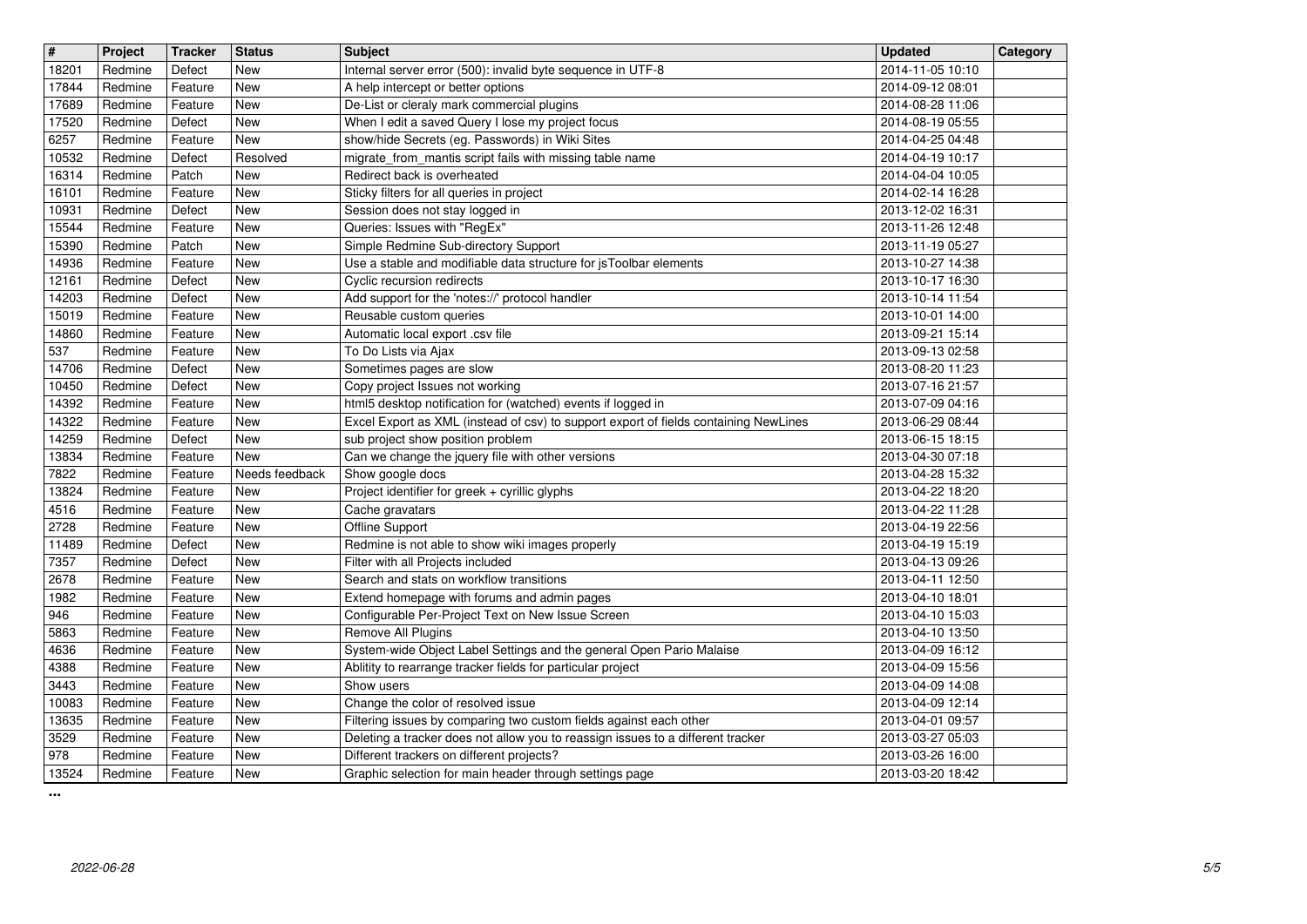| # | Project | Tracker | Status | Subject | Updated | Category |
|---|---|---|---|---|---|---|
| 18201 | Redmine | Defect | New | Internal server error (500): invalid byte sequence in UTF-8 | 2014-11-05 10:10 | |
| 17844 | Redmine | Feature | New | A help intercept or better options | 2014-09-12 08:01 | |
| 17689 | Redmine | Feature | New | De-List or cleraly mark commercial plugins | 2014-08-28 11:06 | |
| 17520 | Redmine | Defect | New | When I edit a saved Query I lose my project focus | 2014-08-19 05:55 | |
| 6257 | Redmine | Feature | New | show/hide Secrets (eg. Passwords) in Wiki Sites | 2014-04-25 04:48 | |
| 10532 | Redmine | Defect | Resolved | migrate_from_mantis script fails with missing table name | 2014-04-19 10:17 | |
| 16314 | Redmine | Patch | New | Redirect back is overheated | 2014-04-04 10:05 | |
| 16101 | Redmine | Feature | New | Sticky filters for all queries in project | 2014-02-14 16:28 | |
| 10931 | Redmine | Defect | New | Session does not stay logged in | 2013-12-02 16:31 | |
| 15544 | Redmine | Feature | New | Queries: Issues with "RegEx" | 2013-11-26 12:48 | |
| 15390 | Redmine | Patch | New | Simple Redmine Sub-directory Support | 2013-11-19 05:27 | |
| 14936 | Redmine | Feature | New | Use a stable and modifiable data structure for jsToolbar elements | 2013-10-27 14:38 | |
| 12161 | Redmine | Defect | New | Cyclic recursion redirects | 2013-10-17 16:30 | |
| 14203 | Redmine | Defect | New | Add support for the 'notes://' protocol handler | 2013-10-14 11:54 | |
| 15019 | Redmine | Feature | New | Reusable custom queries | 2013-10-01 14:00 | |
| 14860 | Redmine | Feature | New | Automatic local export .csv file | 2013-09-21 15:14 | |
| 537 | Redmine | Feature | New | To Do Lists via Ajax | 2013-09-13 02:58 | |
| 14706 | Redmine | Defect | New | Sometimes pages are slow | 2013-08-20 11:23 | |
| 10450 | Redmine | Defect | New | Copy project Issues not working | 2013-07-16 21:57 | |
| 14392 | Redmine | Feature | New | html5 desktop notification for (watched) events if logged in | 2013-07-09 04:16 | |
| 14322 | Redmine | Feature | New | Excel Export as XML (instead of csv) to support export of fields containing NewLines | 2013-06-29 08:44 | |
| 14259 | Redmine | Defect | New | sub project show position problem | 2013-06-15 18:15 | |
| 13834 | Redmine | Feature | New | Can we change the jquery file with other versions | 2013-04-30 07:18 | |
| 7822 | Redmine | Feature | Needs feedback | Show google docs | 2013-04-28 15:32 | |
| 13824 | Redmine | Feature | New | Project identifier for greek + cyrillic glyphs | 2013-04-22 18:20 | |
| 4516 | Redmine | Feature | New | Cache gravatars | 2013-04-22 11:28 | |
| 2728 | Redmine | Feature | New | Offline Support | 2013-04-19 22:56 | |
| 11489 | Redmine | Defect | New | Redmine is not able to show wiki images properly | 2013-04-19 15:19 | |
| 7357 | Redmine | Defect | New | Filter with all Projects included | 2013-04-13 09:26 | |
| 2678 | Redmine | Feature | New | Search and stats on workflow transitions | 2013-04-11 12:50 | |
| 1982 | Redmine | Feature | New | Extend homepage with forums and admin pages | 2013-04-10 18:01 | |
| 946 | Redmine | Feature | New | Configurable Per-Project Text on New Issue Screen | 2013-04-10 15:03 | |
| 5863 | Redmine | Feature | New | Remove All Plugins | 2013-04-10 13:50 | |
| 4636 | Redmine | Feature | New | System-wide Object Label Settings and the general Open Pario Malaise | 2013-04-09 16:12 | |
| 4388 | Redmine | Feature | New | Ablitity to rearrange tracker fields for particular project | 2013-04-09 15:56 | |
| 3443 | Redmine | Feature | New | Show users | 2013-04-09 14:08 | |
| 10083 | Redmine | Feature | New | Change the color of resolved issue | 2013-04-09 12:14 | |
| 13635 | Redmine | Feature | New | Filtering issues by comparing two custom fields against each other | 2013-04-01 09:57 | |
| 3529 | Redmine | Feature | New | Deleting a tracker does not allow you to reassign issues to a different tracker | 2013-03-27 05:03 | |
| 978 | Redmine | Feature | New | Different trackers on different projects? | 2013-03-26 16:00 | |
| 13524 | Redmine | Feature | New | Graphic selection for main header through settings page | 2013-03-20 18:42 | |

...